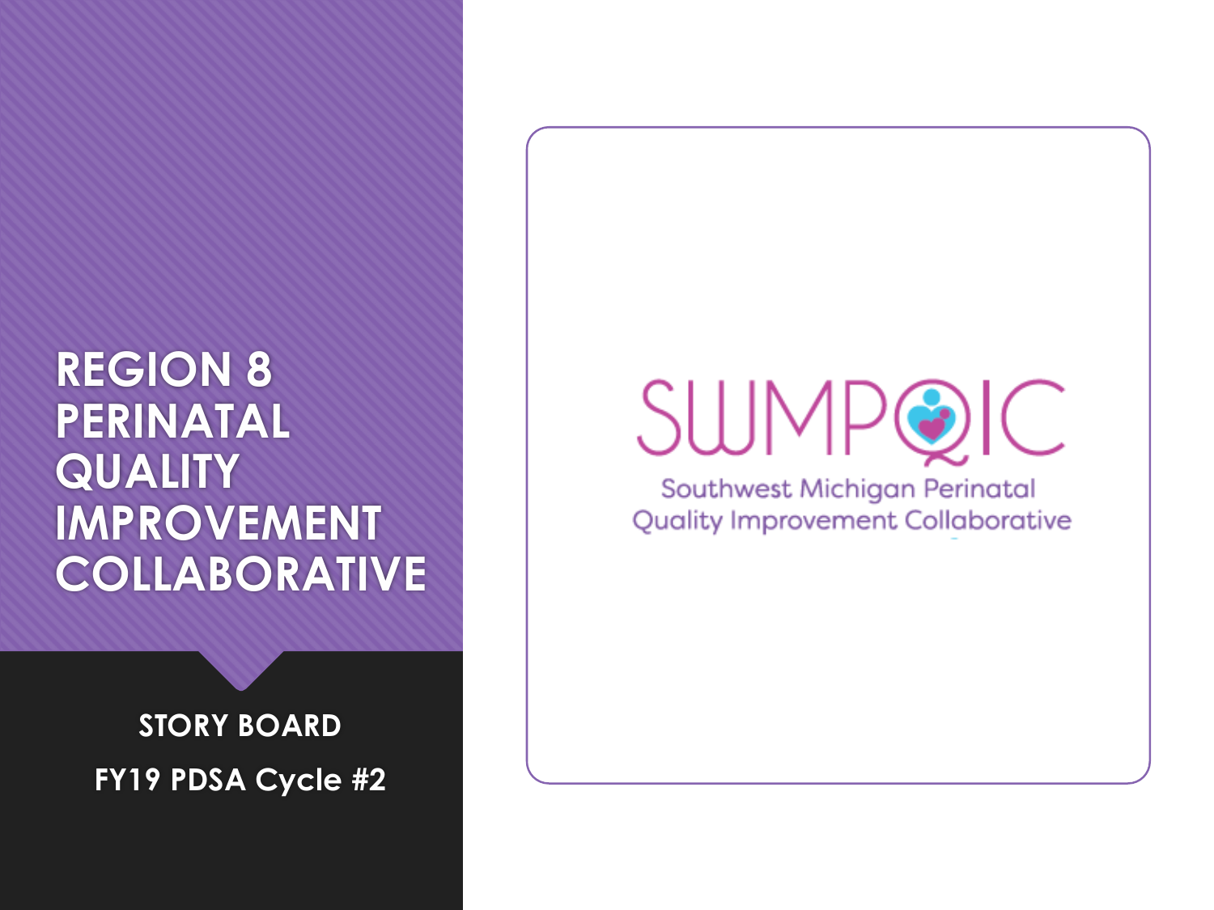# REGION 8 PERINATAL QUALITY IMPROVEMENT COLLABORATIVE

**STORY BOARD**

**FY19 PDSA Cycle #2**

SWMPQIC

Southwest Michigan Perinatal Quality Improvement Collaborative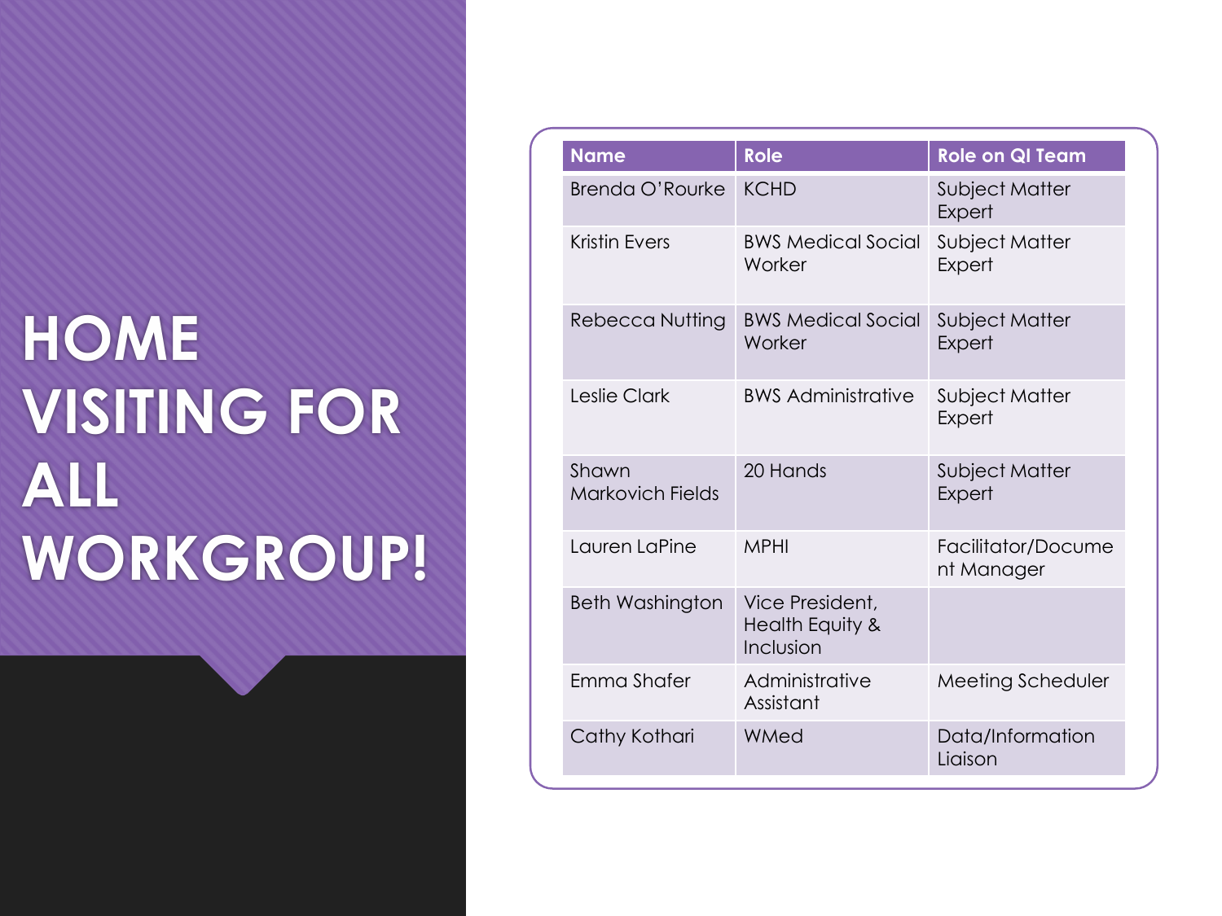# HOME VISITING FOR ALL WORKGROUP!

| Name | Role | Role on QI Team |
| --- | --- | --- |
| Brenda O'Rourke | KCHD | Subject Matter Expert |
| Kristin Evers | BWS Medical Social Worker | Subject Matter Expert |
| Rebecca Nutting | BWS Medical Social Worker | Subject Matter Expert |
| Leslie Clark | BWS Administrative | Subject Matter Expert |
| Shawn Markovich Fields | 20 Hands | Subject Matter Expert |
| Lauren LaPine | MPHI | Facilitator/Document Manager |
| Beth Washington | Vice President, Health Equity & Inclusion | |
| Emma Shafer | Administrative Assistant | Meeting Scheduler |
| Cathy Kothari | WMed | Data/Information Liaison |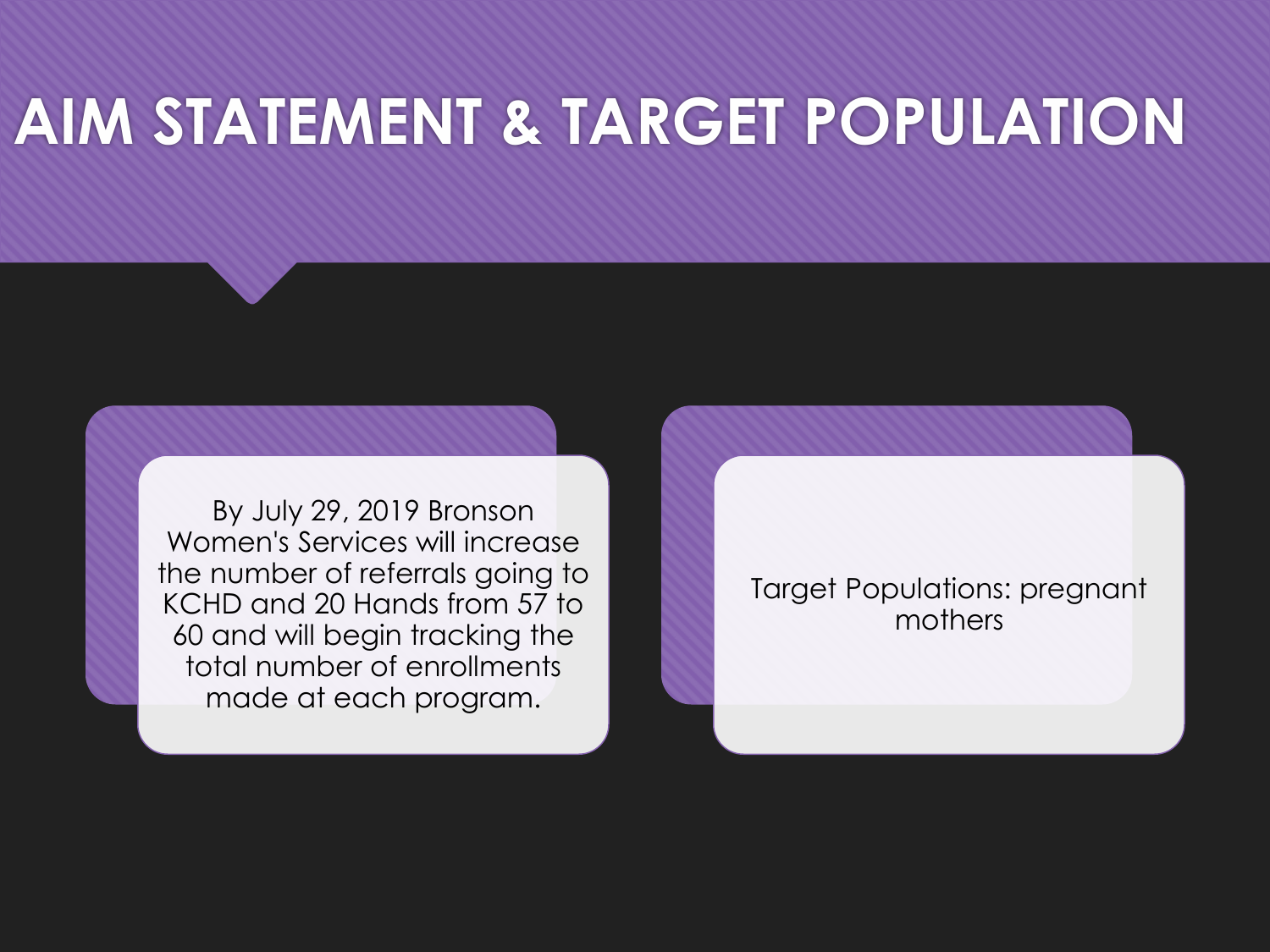# AIM STATEMENT & TARGET POPULATION

By July 29, 2019 Bronson Women's Services will increase the number of referrals going to KCHD and 20 Hands from 57 to 60 and will begin tracking the total number of enrollments made at each program.

Target Populations: pregnant mothers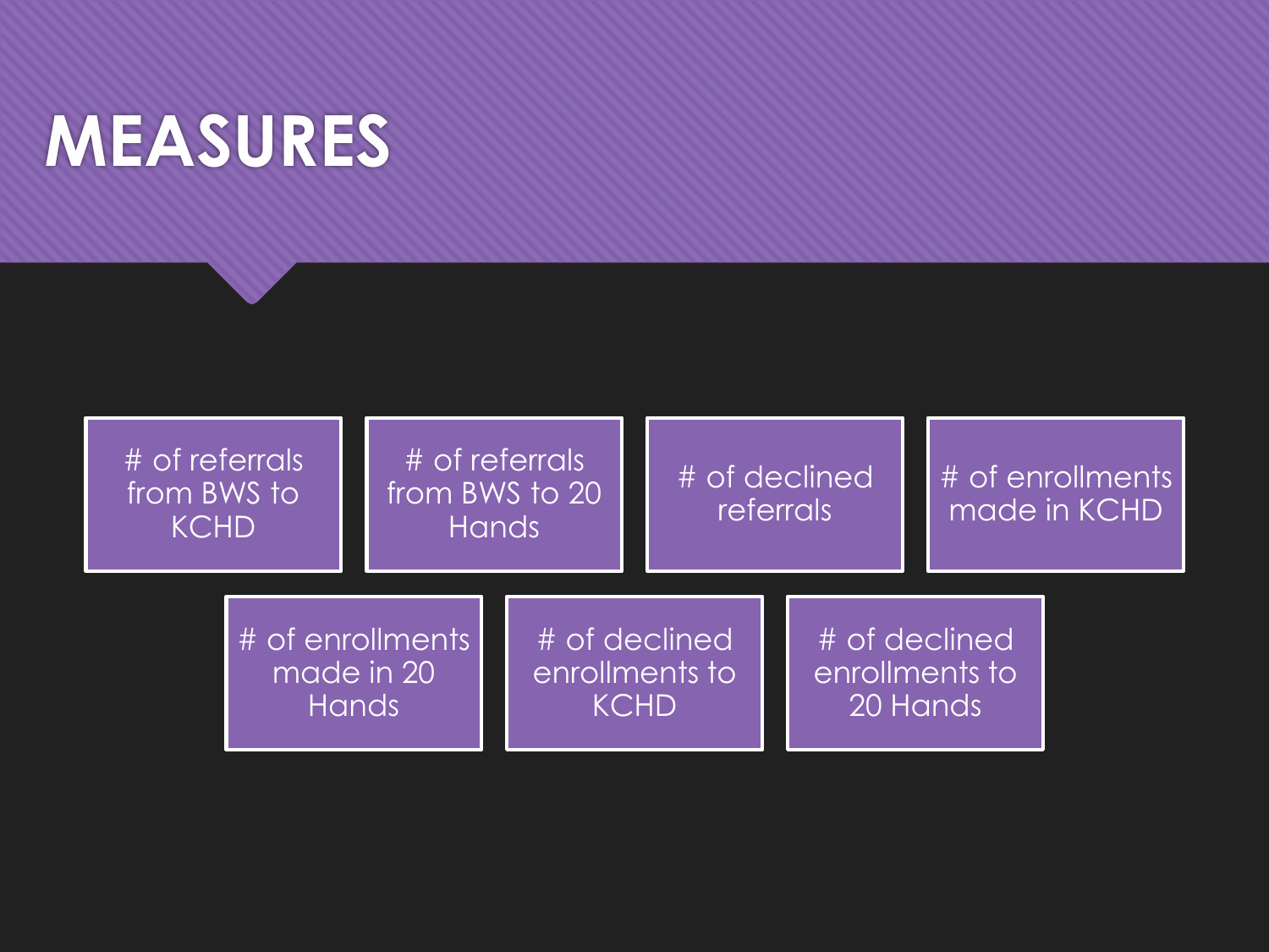# MEASURES

- # of referrals from BWS to KCHD
- # of referrals from BWS to 20 Hands
- # of declined referrals
- # of enrollments made in KCHD
- # of enrollments made in 20 Hands
- # of declined enrollments to KCHD
- # of declined enrollments to 20 Hands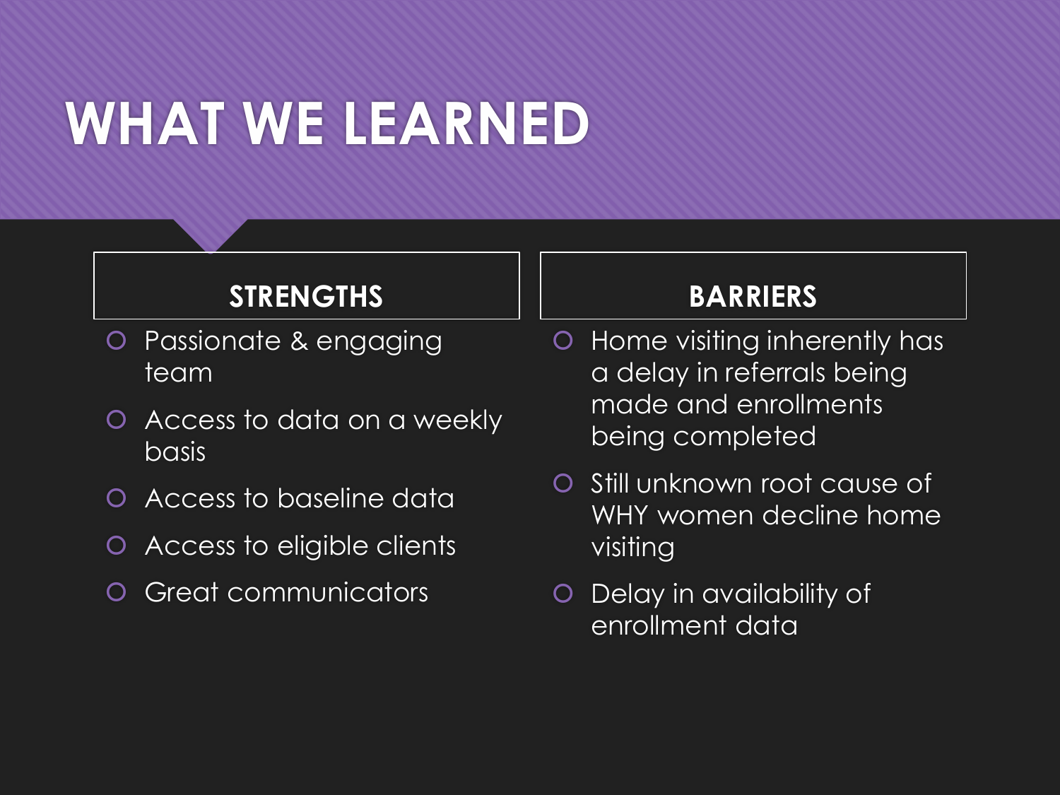# WHAT WE LEARNED

## STRENGTHS

- Passionate & engaging team
- Access to data on a weekly basis
- Access to baseline data
- Access to eligible clients
- Great communicators

## BARRIERS

- Home visiting inherently has a delay in referrals being made and enrollments being completed
- Still unknown root cause of WHY women decline home visiting
- Delay in availability of enrollment data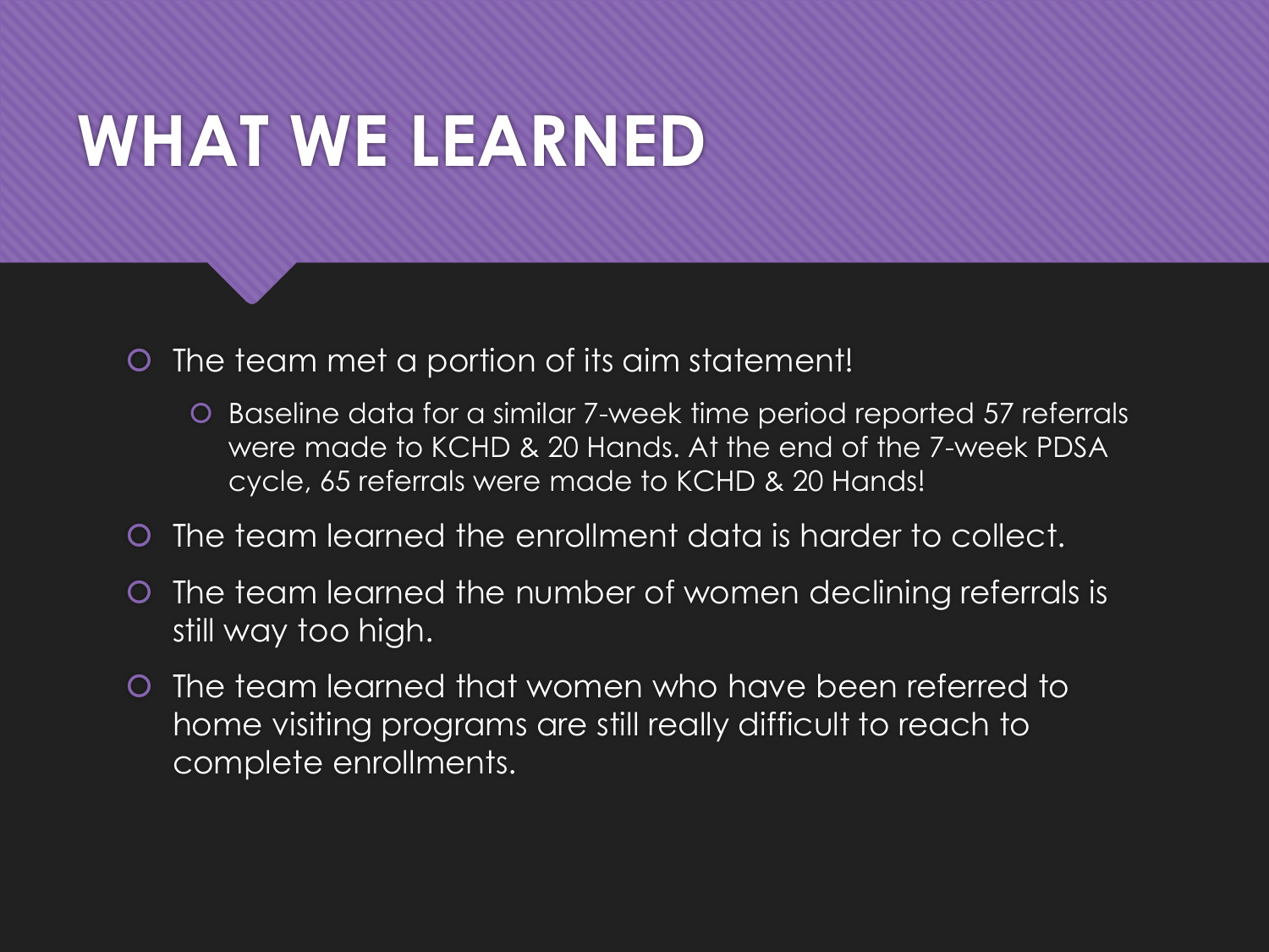# WHAT WE LEARNED

- The team met a portion of its aim statement!
  - Baseline data for a similar 7-week time period reported 57 referrals were made to KCHD & 20 Hands. At the end of the 7-week PDSA cycle, 65 referrals were made to KCHD & 20 Hands!
- The team learned the enrollment data is harder to collect.
- The team learned the number of women declining referrals is still way too high.
- The team learned that women who have been referred to home visiting programs are still really difficult to reach to complete enrollments.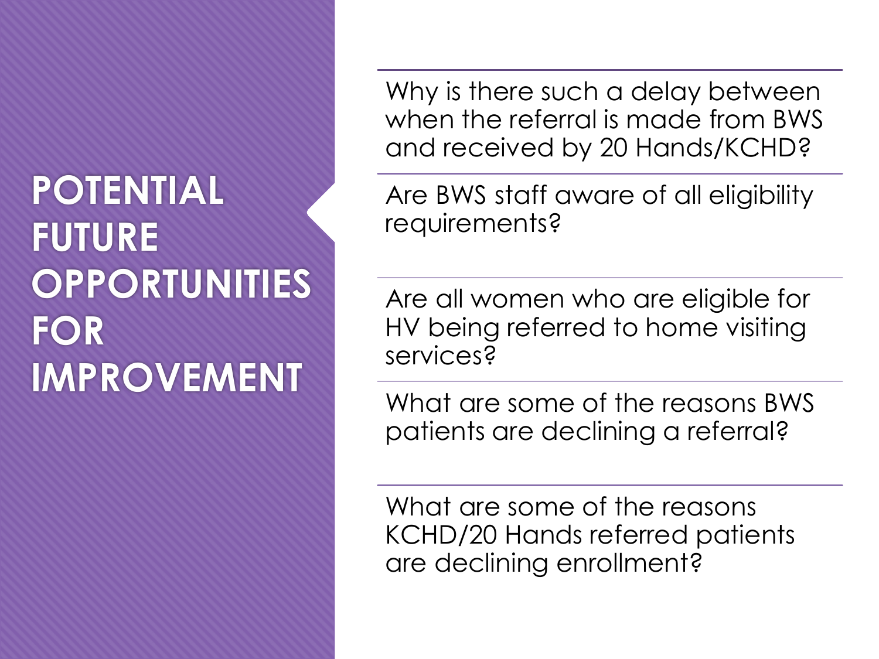# POTENTIAL FUTURE OPPORTUNITIES FOR IMPROVEMENT

- Why is there such a delay between when the referral is made from BWS and received by 20 Hands/KCHD?
- Are BWS staff aware of all eligibility requirements?
- Are all women who are eligible for HV being referred to home visiting services?
- What are some of the reasons BWS patients are declining a referral?
- What are some of the reasons KCHD/20 Hands referred patients are declining enrollment?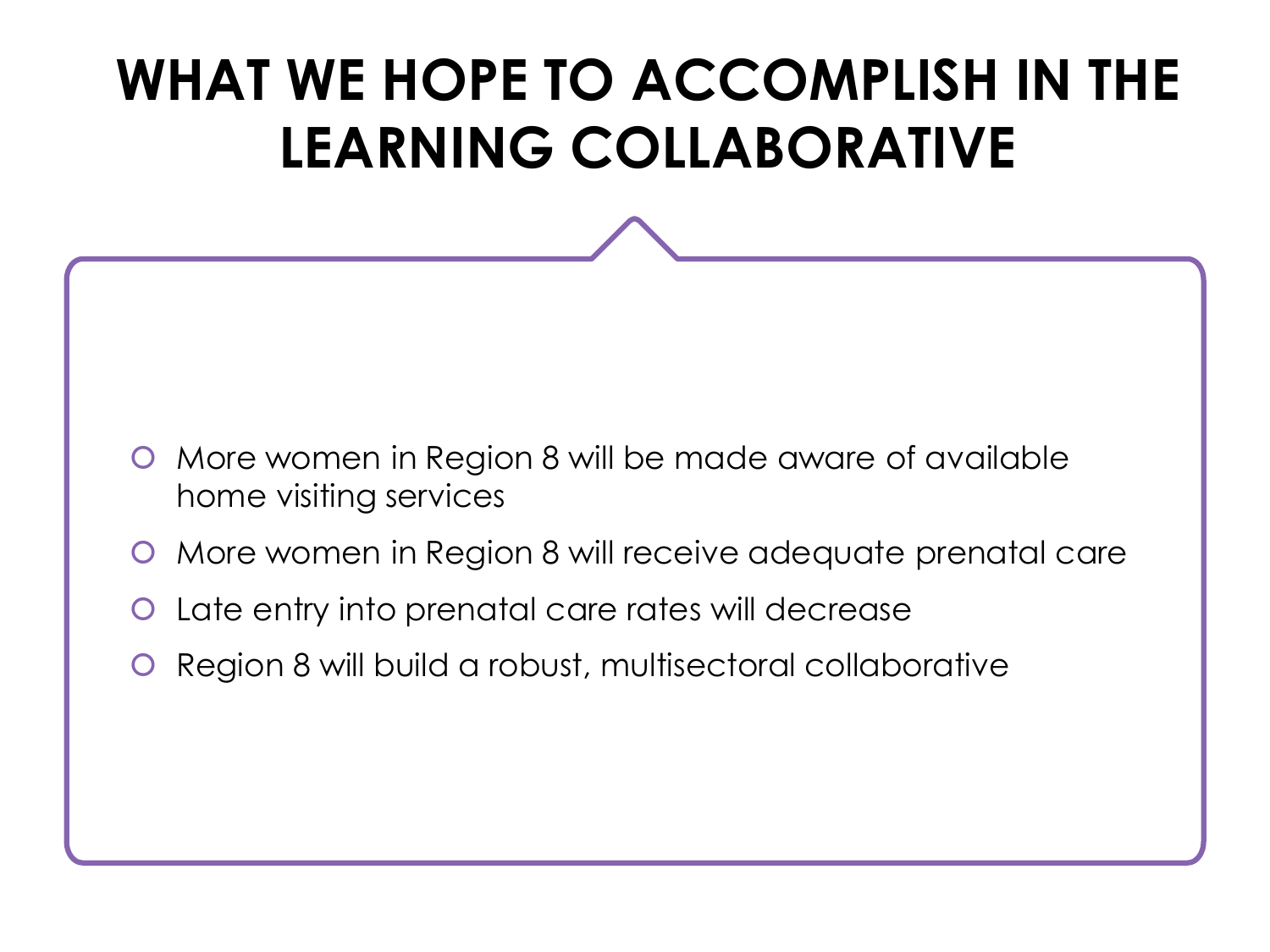# WHAT WE HOPE TO ACCOMPLISH IN THE LEARNING COLLABORATIVE

- More women in Region 8 will be made aware of available home visiting services
- More women in Region 8 will receive adequate prenatal care
- Late entry into prenatal care rates will decrease
- Region 8 will build a robust, multisectoral collaborative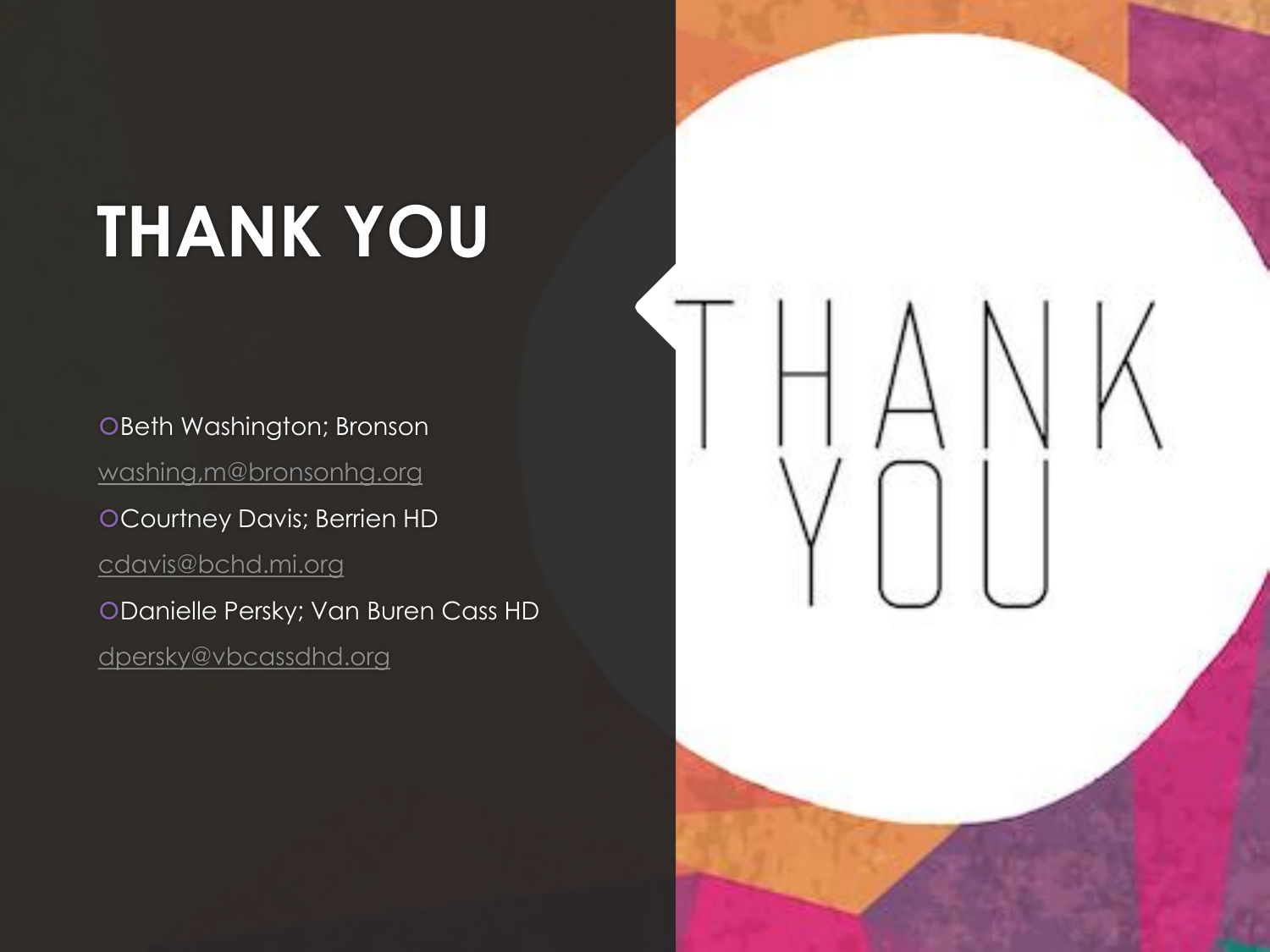# THANK YOU

- Beth Washington; Bronson
  washing,m@bronsonhg.org
- Courtney Davis; Berrien HD
  cdavis@bchd.mi.org
- Danielle Persky; Van Buren Cass HD
  dpersky@vbcassdhd.org